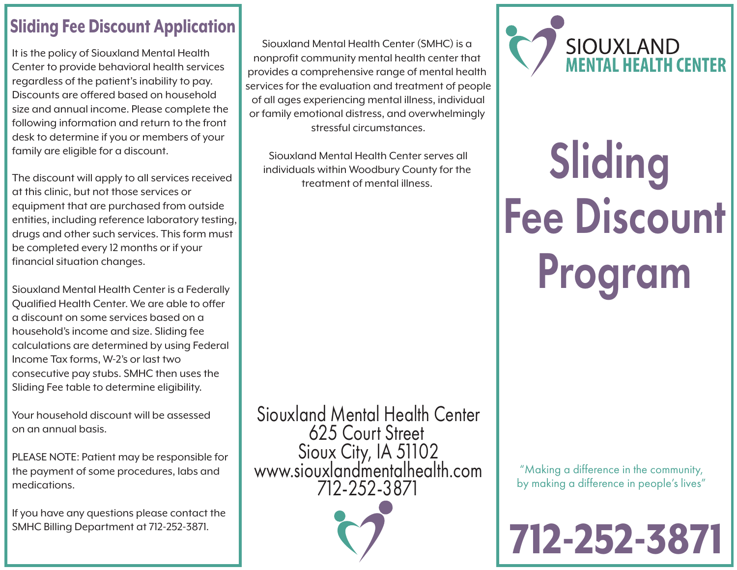## Sliding Fee Discount Application

It is the policy of Siouxland Mental Health Center to provide behavioral health services regardless of the patient's inability to pay. Discounts are offered based on household size and annual income. Please complete the following information and return to the front desk to determine if you or members of your family are eligible for a discount.

The discount will apply to all services received at this clinic, but not those services or equipment that are purchased from outside entities, including reference laboratory testing, drugs and other such services. This form must be completed every 12 months or if your financial situation changes.

Siouxland Mental Health Center is a Federally Qualified Health Center. We are able to offer a discount on some services based on a household's income and size. Sliding fee calculations are determined by using Federal Income Tax forms, W-2's or last two consecutive pay stubs. SMHC then uses the Sliding Fee table to determine eligibility.

Your household discount will be assessed on an annual basis.

PLEASE NOTE: Patient may be responsible for the payment of some procedures, labs and medications.

If you have any questions please contact the SMHC Billing Department at 712-252-3871.

Siouxland Mental Health Center (SMHC) is a nonprofit community mental health center that provides a comprehensive range of mental health services for the evaluation and treatment of people of all ages experiencing mental illness, individual or family emotional distress, and overwhelmingly stressful circumstances.

Siouxland Mental Health Center serves all individuals within Woodbury County for the treatment of mental illness.

Siouxland Mental Health Center
625 Court Street
Sioux City, IA 51102
www.siouxlandmentalhealth.com
712-252-3871

SIOUXLAND
**MENTAL HEALTH CENTER**

# Sliding Fee Discount Program

"Making a difference in the community, by making a difference in people's lives"

**712-252-3871**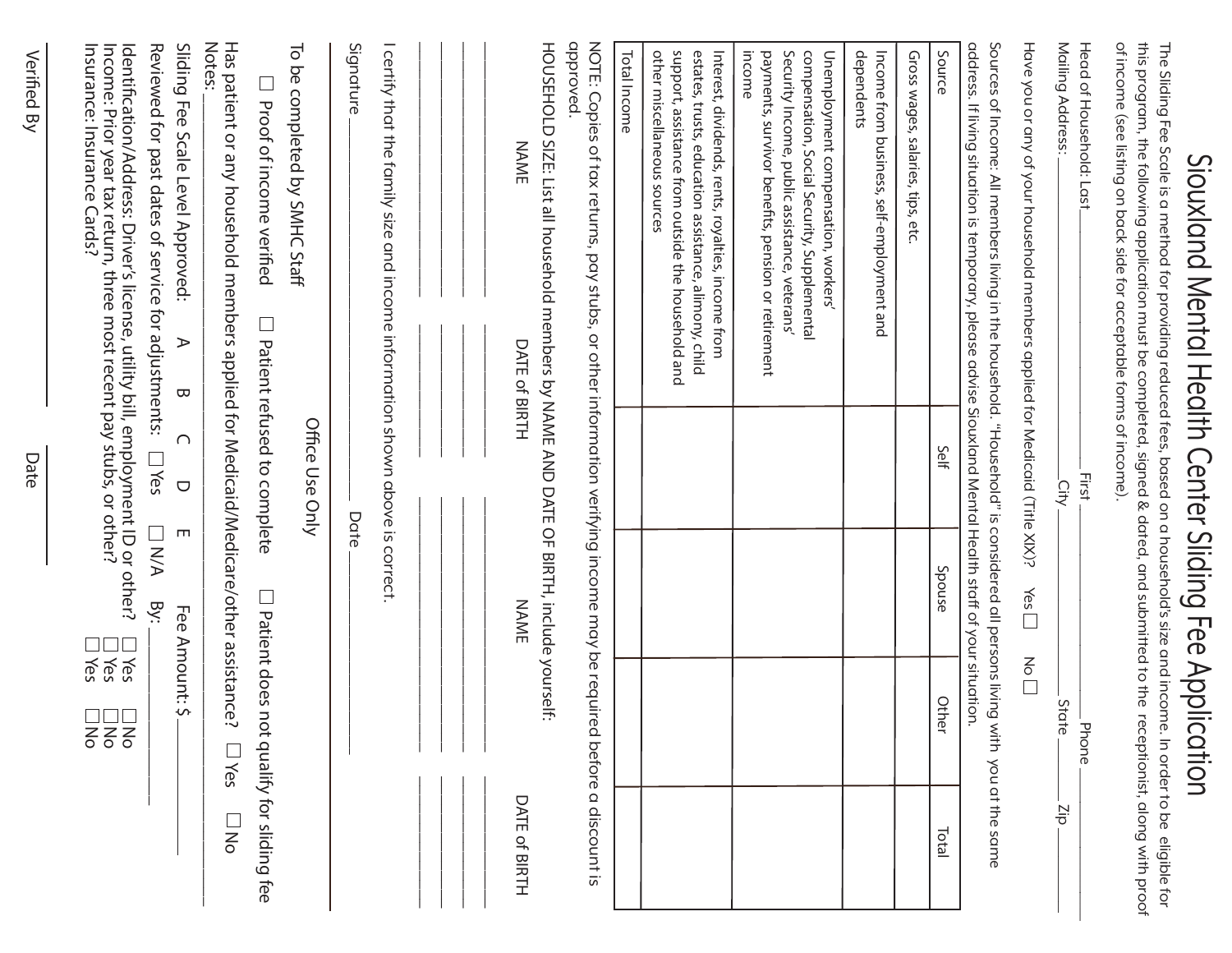# Siouxland Mental Health Center Sliding Fee Application

The Sliding Fee Scale is a method for providing reduced fees, based on a household's size and income. In order to be eligible for this program, the following application must be completed, signed & dated, and submitted to the receptionist, along with proof of income (see listing on back side for acceptable forms of income).

Head of Household: Last ______________________ First ______________________ Phone ______________

Mailing Address: ______________________ City ______________ State ______ Zip ______

Have you or any of your household members applied for Medicaid (Title XIX)? Yes ☐ No ☐

Sources of Income: All members living in the household. "Household" is considered all persons living with you at the same address. If living situation is temporary, please advise Siouxland Mental Health staff of your situation.

| Source | Self | Spouse | Other | Total |
|---|---|---|---|---|
| Gross wages, salaries, tips, etc. | | | | |
| Income from business, self-employment and dependents | | | | |
| Unemployment compensation, workers' compensation, Social Security, Supplemental Security Income, public assistance, veterans' payments, survivor benefits, pension or retirement income | | | | |
| Interest, dividends, rents, royalties, income from estates, trusts, education assistance, alimony, child support, assistance from outside the household and other miscellaneous sources | | | | |
| Total Income | | | | |

NOTE: Copies of tax returns, pay stubs, or other information verifying income may be required before a discount is approved.

HOUSEHOLD SIZE: List all household members by NAME AND DATE OF BIRTH, include yourself:

| NAME | DATE of BIRTH | NAME | DATE of BIRTH |
|---|---|---|---|
| | | | |
| | | | |
| | | | |
| | | | |

I certify that the family size and income information shown above is correct.

Signature ______________________ Date ______________

## Office Use Only

To be completed by SMHC Staff

☐ Proof of income verified ☐ Patient refused to complete ☐ Patient does not qualify for sliding fee

Has patient or any household members applied for Medicaid/Medicare/other assistance? ☐ Yes ☐ No

Notes: ______________________________________________

Sliding Fee Scale Level Approved: A B C D E Fee Amount: $ ______________

Reviewed for past dates of service for adjustments: ☐ Yes ☐ N/A By: ______________

Identification/Address: Driver's license, utility bill, employment ID or other? ☐ Yes ☐ No

Income: Prior year tax return, three most recent pay stubs, or other? ☐ Yes ☐ No

Insurance: Insurance Cards? ☐ Yes ☐ No

______________________ ______________
Verified By Date